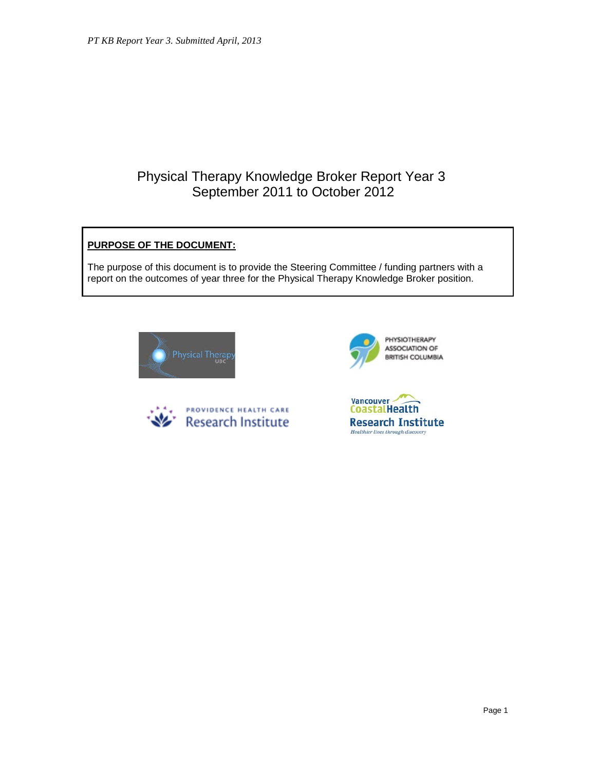# Physical Therapy Knowledge Broker Report Year 3
## September 2011 to October 2012

**PURPOSE OF THE DOCUMENT:**

The purpose of this document is to provide the Steering Committee / funding partners with a report on the outcomes of year three for the Physical Therapy Knowledge Broker position.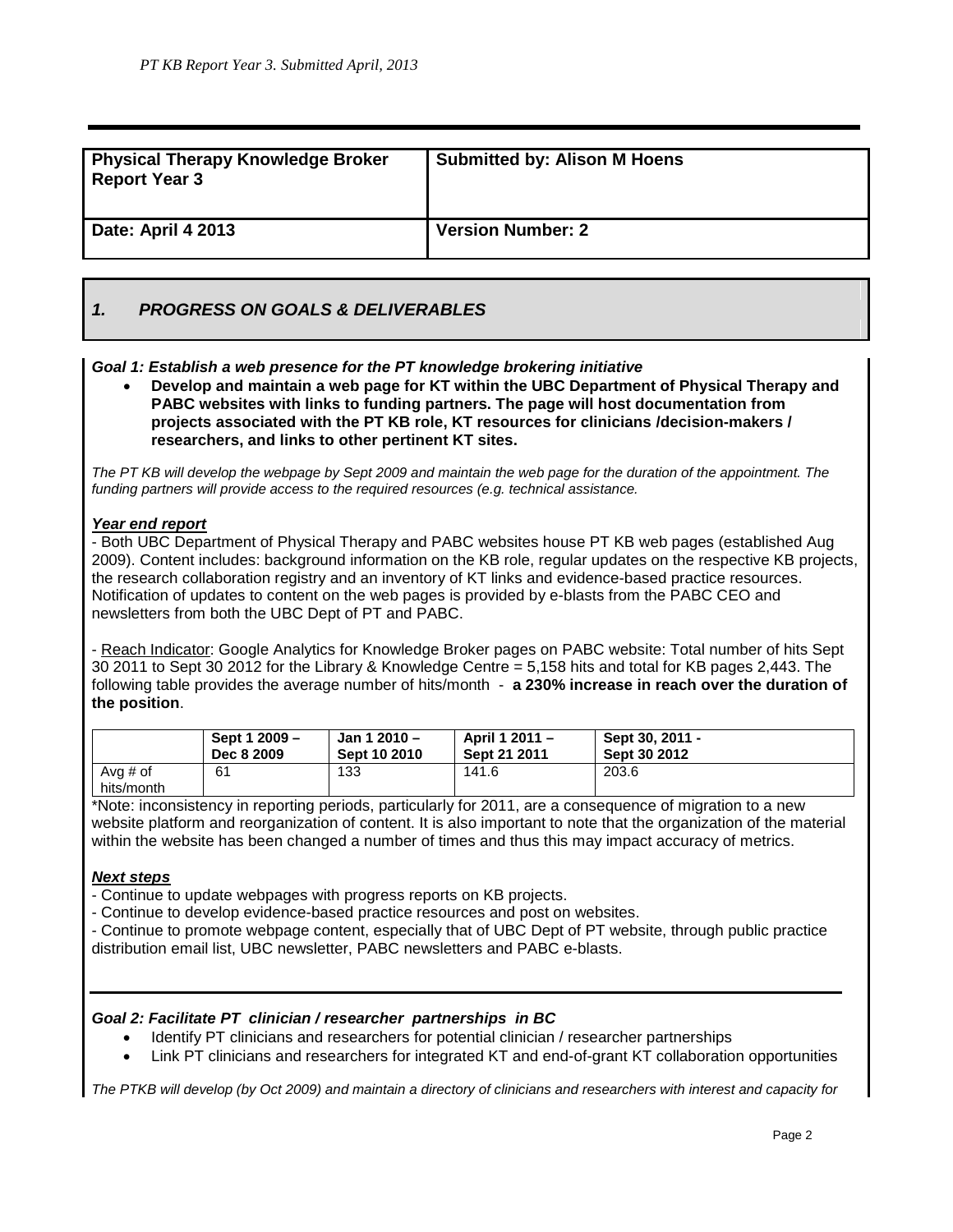| Physical Therapy Knowledge Broker Report Year 3 | Submitted by: Alison M Hoens |
|---|---|
| Date: April 4 2013 | Version Number: 2 |

## 1. PROGRESS ON GOALS & DELIVERABLES

***Goal 1: Establish a web presence for the PT knowledge brokering initiative***

- **Develop and maintain a web page for KT within the UBC Department of Physical Therapy and PABC websites with links to funding partners. The page will host documentation from projects associated with the PT KB role, KT resources for clinicians /decision-makers / researchers, and links to other pertinent KT sites.**

*The PT KB will develop the webpage by Sept 2009 and maintain the web page for the duration of the appointment. The funding partners will provide access to the required resources (e.g. technical assistance.*

***Year end report***

- Both UBC Department of Physical Therapy and PABC websites house PT KB web pages (established Aug 2009). Content includes: background information on the KB role, regular updates on the respective KB projects, the research collaboration registry and an inventory of KT links and evidence-based practice resources. Notification of updates to content on the web pages is provided by e-blasts from the PABC CEO and newsletters from both the UBC Dept of PT and PABC.

- Reach Indicator: Google Analytics for Knowledge Broker pages on PABC website: Total number of hits Sept 30 2011 to Sept 30 2012 for the Library & Knowledge Centre = 5,158 hits and total for KB pages 2,443. The following table provides the average number of hits/month - **a 230% increase in reach over the duration of the position**.

| | Sept 1 2009 – Dec 8 2009 | Jan 1 2010 – Sept 10 2010 | April 1 2011 – Sept 21 2011 | Sept 30, 2011 - Sept 30 2012 |
|---|---|---|---|---|
| Avg # of hits/month | 61 | 133 | 141.6 | 203.6 |

*Note: inconsistency in reporting periods, particularly for 2011, are a consequence of migration to a new website platform and reorganization of content. It is also important to note that the organization of the material within the website has been changed a number of times and thus this may impact accuracy of metrics.

***Next steps***

- Continue to update webpages with progress reports on KB projects.
- Continue to develop evidence-based practice resources and post on websites.
- Continue to promote webpage content, especially that of UBC Dept of PT website, through public practice distribution email list, UBC newsletter, PABC newsletters and PABC e-blasts.

***Goal 2: Facilitate PT clinician / researcher partnerships in BC***

- Identify PT clinicians and researchers for potential clinician / researcher partnerships
- Link PT clinicians and researchers for integrated KT and end-of-grant KT collaboration opportunities

*The PTKB will develop (by Oct 2009) and maintain a directory of clinicians and researchers with interest and capacity for*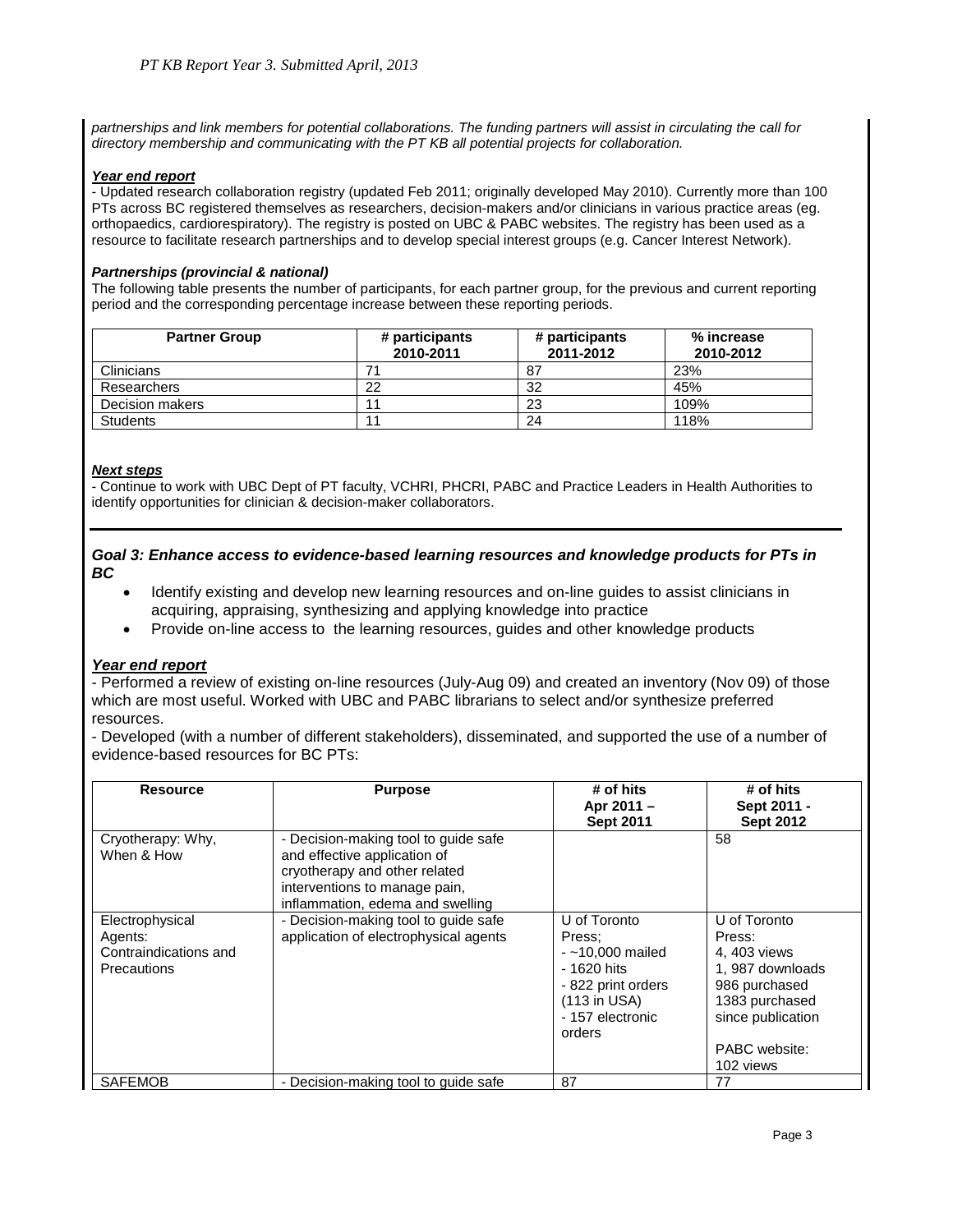*partnerships and link members for potential collaborations. The funding partners will assist in circulating the call for directory membership and communicating with the PT KB all potential projects for collaboration.*

***Year end report***

- Updated research collaboration registry (updated Feb 2011; originally developed May 2010). Currently more than 100 PTs across BC registered themselves as researchers, decision-makers and/or clinicians in various practice areas (eg. orthopaedics, cardiorespiratory). The registry is posted on UBC & PABC websites. The registry has been used as a resource to facilitate research partnerships and to develop special interest groups (e.g. Cancer Interest Network).

***Partnerships (provincial & national)***

The following table presents the number of participants, for each partner group, for the previous and current reporting period and the corresponding percentage increase between these reporting periods.

| Partner Group | # participants 2010-2011 | # participants 2011-2012 | % increase 2010-2012 |
|---|---|---|---|
| Clinicians | 71 | 87 | 23% |
| Researchers | 22 | 32 | 45% |
| Decision makers | 11 | 23 | 109% |
| Students | 11 | 24 | 118% |

***Next steps***

- Continue to work with UBC Dept of PT faculty, VCHRI, PHCRI, PABC and Practice Leaders in Health Authorities to identify opportunities for clinician & decision-maker collaborators.

### *Goal 3: Enhance access to evidence-based learning resources and knowledge products for PTs in BC*

- Identify existing and develop new learning resources and on-line guides to assist clinicians in acquiring, appraising, synthesizing and applying knowledge into practice
- Provide on-line access to the learning resources, guides and other knowledge products

***Year end report***

- Performed a review of existing on-line resources (July-Aug 09) and created an inventory (Nov 09) of those which are most useful. Worked with UBC and PABC librarians to select and/or synthesize preferred resources.
- Developed (with a number of different stakeholders), disseminated, and supported the use of a number of evidence-based resources for BC PTs:

| Resource | Purpose | # of hits Apr 2011 – Sept 2011 | # of hits Sept 2011 - Sept 2012 |
|---|---|---|---|
| Cryotherapy: Why, When & How | - Decision-making tool to guide safe and effective application of cryotherapy and other related interventions to manage pain, inflammation, edema and swelling | | 58 |
| Electrophysical Agents: Contraindications and Precautions | - Decision-making tool to guide safe application of electrophysical agents | U of Toronto Press; - ~10,000 mailed - 1620 hits - 822 print orders (113 in USA) - 157 electronic orders | U of Toronto Press: 4, 403 views 1, 987 downloads 986 purchased 1383 purchased since publication PABC website: 102 views |
| SAFEMOB | - Decision-making tool to guide safe | 87 | 77 |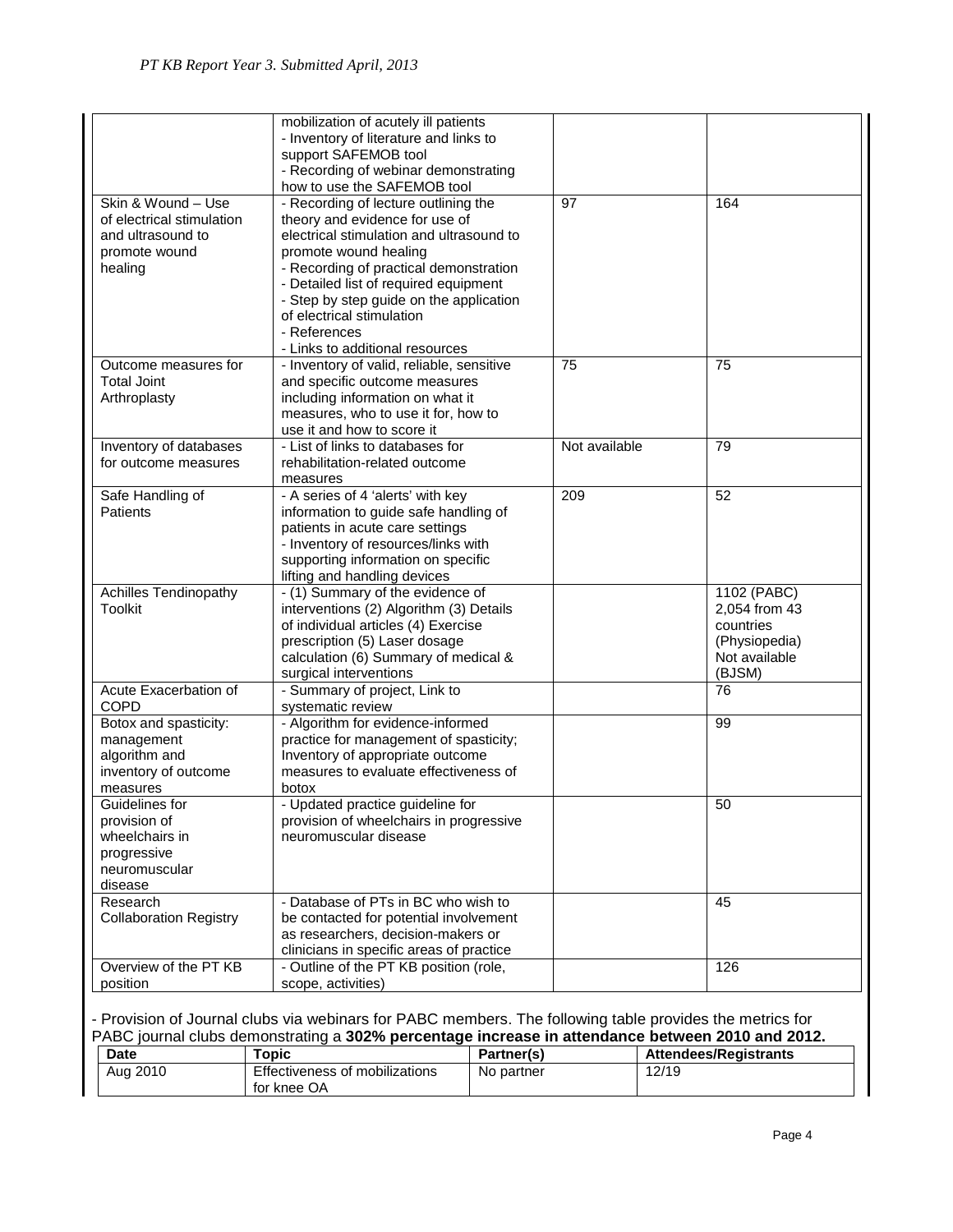| | mobilization of acutely ill patients<br>- Inventory of literature and links to support SAFEMOB tool<br>- Recording of webinar demonstrating how to use the SAFEMOB tool | | |
|---|---|---|---|
| Skin & Wound – Use of electrical stimulation and ultrasound to promote wound healing | - Recording of lecture outlining the theory and evidence for use of electrical stimulation and ultrasound to promote wound healing<br>- Recording of practical demonstration<br>- Detailed list of required equipment<br>- Step by step guide on the application of electrical stimulation<br>- References<br>- Links to additional resources | 97 | 164 |
| Outcome measures for Total Joint Arthroplasty | - Inventory of valid, reliable, sensitive and specific outcome measures including information on what it measures, who to use it for, how to use it and how to score it | 75 | 75 |
| Inventory of databases for outcome measures | - List of links to databases for rehabilitation-related outcome measures | Not available | 79 |
| Safe Handling of Patients | - A series of 4 'alerts' with key information to guide safe handling of patients in acute care settings<br>- Inventory of resources/links with supporting information on specific lifting and handling devices | 209 | 52 |
| Achilles Tendinopathy Toolkit | - (1) Summary of the evidence of interventions (2) Algorithm (3) Details of individual articles (4) Exercise prescription (5) Laser dosage calculation (6) Summary of medical & surgical interventions | | 1102 (PABC)<br>2,054 from 43 countries (Physiopedia)<br>Not available (BJSM) |
| Acute Exacerbation of COPD | - Summary of project, Link to systematic review | | 76 |
| Botox and spasticity: management algorithm and inventory of outcome measures | - Algorithm for evidence-informed practice for management of spasticity; Inventory of appropriate outcome measures to evaluate effectiveness of botox | | 99 |
| Guidelines for provision of wheelchairs in progressive neuromuscular disease | - Updated practice guideline for provision of wheelchairs in progressive neuromuscular disease | | 50 |
| Research Collaboration Registry | - Database of PTs in BC who wish to be contacted for potential involvement as researchers, decision-makers or clinicians in specific areas of practice | | 45 |
| Overview of the PT KB position | - Outline of the PT KB position (role, scope, activities) | | 126 |

- Provision of Journal clubs via webinars for PABC members. The following table provides the metrics for PABC journal clubs demonstrating a **302% percentage increase in attendance between 2010 and 2012.**

| Date | Topic | Partner(s) | Attendees/Registrants |
|---|---|---|---|
| Aug 2010 | Effectiveness of mobilizations for knee OA | No partner | 12/19 |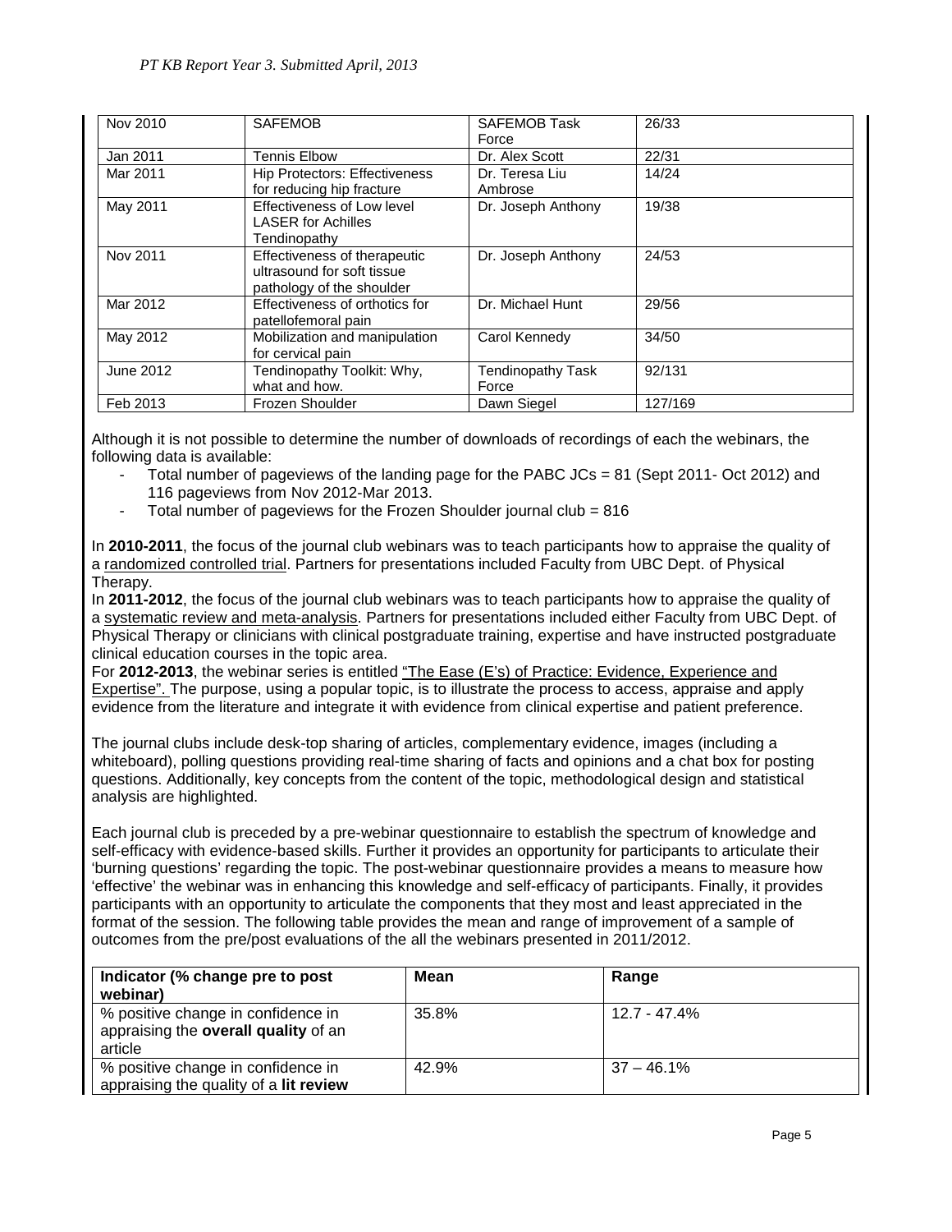| Nov 2010 | SAFEMOB | SAFEMOB Task Force | 26/33 |
|---|---|---|---|
| Jan 2011 | Tennis Elbow | Dr. Alex Scott | 22/31 |
| Mar 2011 | Hip Protectors: Effectiveness for reducing hip fracture | Dr. Teresa Liu Ambrose | 14/24 |
| May 2011 | Effectiveness of Low level LASER for Achilles Tendinopathy | Dr. Joseph Anthony | 19/38 |
| Nov 2011 | Effectiveness of therapeutic ultrasound for soft tissue pathology of the shoulder | Dr. Joseph Anthony | 24/53 |
| Mar 2012 | Effectiveness of orthotics for patellofemoral pain | Dr. Michael Hunt | 29/56 |
| May 2012 | Mobilization and manipulation for cervical pain | Carol Kennedy | 34/50 |
| June 2012 | Tendinopathy Toolkit: Why, what and how. | Tendinopathy Task Force | 92/131 |
| Feb 2013 | Frozen Shoulder | Dawn Siegel | 127/169 |

Although it is not possible to determine the number of downloads of recordings of each the webinars, the following data is available:

- Total number of pageviews of the landing page for the PABC JCs = 81 (Sept 2011- Oct 2012) and 116 pageviews from Nov 2012-Mar 2013.
- Total number of pageviews for the Frozen Shoulder journal club = 816

In **2010-2011**, the focus of the journal club webinars was to teach participants how to appraise the quality of a randomized controlled trial. Partners for presentations included Faculty from UBC Dept. of Physical Therapy.
In **2011-2012**, the focus of the journal club webinars was to teach participants how to appraise the quality of a systematic review and meta-analysis. Partners for presentations included either Faculty from UBC Dept. of Physical Therapy or clinicians with clinical postgraduate training, expertise and have instructed postgraduate clinical education courses in the topic area.
For **2012-2013**, the webinar series is entitled "The Ease (E's) of Practice: Evidence, Experience and Expertise". The purpose, using a popular topic, is to illustrate the process to access, appraise and apply evidence from the literature and integrate it with evidence from clinical expertise and patient preference.

The journal clubs include desk-top sharing of articles, complementary evidence, images (including a whiteboard), polling questions providing real-time sharing of facts and opinions and a chat box for posting questions. Additionally, key concepts from the content of the topic, methodological design and statistical analysis are highlighted.

Each journal club is preceded by a pre-webinar questionnaire to establish the spectrum of knowledge and self-efficacy with evidence-based skills. Further it provides an opportunity for participants to articulate their 'burning questions' regarding the topic. The post-webinar questionnaire provides a means to measure how 'effective' the webinar was in enhancing this knowledge and self-efficacy of participants. Finally, it provides participants with an opportunity to articulate the components that they most and least appreciated in the format of the session. The following table provides the mean and range of improvement of a sample of outcomes from the pre/post evaluations of the all the webinars presented in 2011/2012.

| Indicator (% change pre to post webinar) | Mean | Range |
|---|---|---|
| % positive change in confidence in appraising the **overall quality** of an article | 35.8% | 12.7 - 47.4% |
| % positive change in confidence in appraising the quality of a **lit review** | 42.9% | 37 – 46.1% |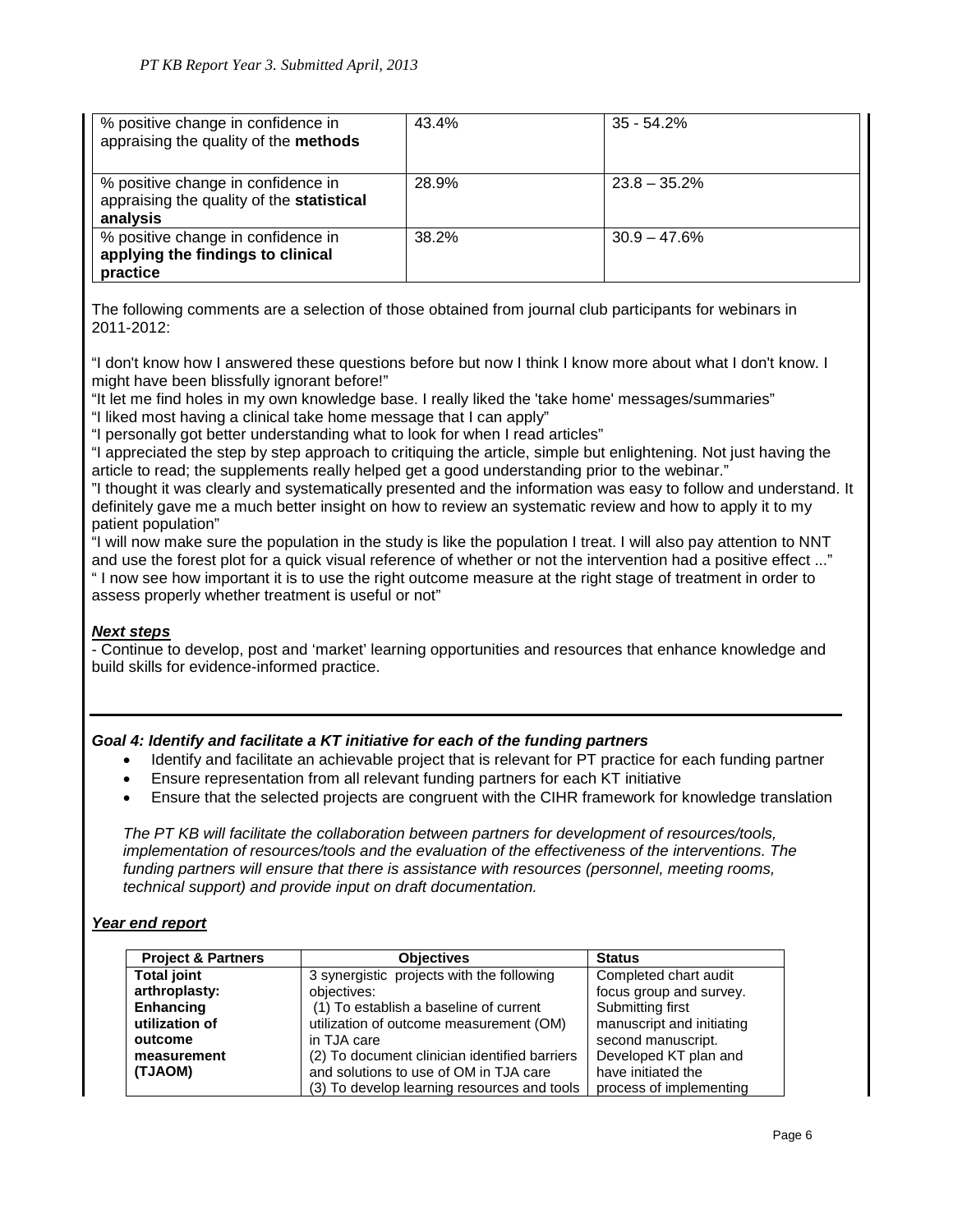| % positive change in confidence in appraising the quality of the **methods** | 43.4% | 35 - 54.2% |
|---|---|---|
| % positive change in confidence in appraising the quality of the **statistical analysis** | 28.9% | 23.8 – 35.2% |
| % positive change in confidence in **applying the findings to clinical practice** | 38.2% | 30.9 – 47.6% |

The following comments are a selection of those obtained from journal club participants for webinars in 2011-2012:

"I don't know how I answered these questions before but now I think I know more about what I don't know. I might have been blissfully ignorant before!"
"It let me find holes in my own knowledge base. I really liked the 'take home' messages/summaries"
"I liked most having a clinical take home message that I can apply"
"I personally got better understanding what to look for when I read articles"
"I appreciated the step by step approach to critiquing the article, simple but enlightening. Not just having the article to read; the supplements really helped get a good understanding prior to the webinar."
"I thought it was clearly and systematically presented and the information was easy to follow and understand. It definitely gave me a much better insight on how to review an systematic review and how to apply it to my patient population"
"I will now make sure the population in the study is like the population I treat. I will also pay attention to NNT and use the forest plot for a quick visual reference of whether or not the intervention had a positive effect ..."
" I now see how important it is to use the right outcome measure at the right stage of treatment in order to assess properly whether treatment is useful or not"

***Next steps***
- Continue to develop, post and 'market' learning opportunities and resources that enhance knowledge and build skills for evidence-informed practice.

---

***Goal 4: Identify and facilitate a KT initiative for each of the funding partners***

- Identify and facilitate an achievable project that is relevant for PT practice for each funding partner
- Ensure representation from all relevant funding partners for each KT initiative
- Ensure that the selected projects are congruent with the CIHR framework for knowledge translation

*The PT KB will facilitate the collaboration between partners for development of resources/tools, implementation of resources/tools and the evaluation of the effectiveness of the interventions. The funding partners will ensure that there is assistance with resources (personnel, meeting rooms, technical support) and provide input on draft documentation.*

***Year end report***

| Project & Partners | Objectives | Status |
|---|---|---|
| **Total joint arthroplasty: Enhancing utilization of outcome measurement (TJAOM)** | 3 synergistic projects with the following objectives:<br>(1) To establish a baseline of current utilization of outcome measurement (OM) in TJA care<br>(2) To document clinician identified barriers and solutions to use of OM in TJA care<br>(3) To develop learning resources and tools | Completed chart audit focus group and survey. Submitting first manuscript and initiating second manuscript. Developed KT plan and have initiated the process of implementing |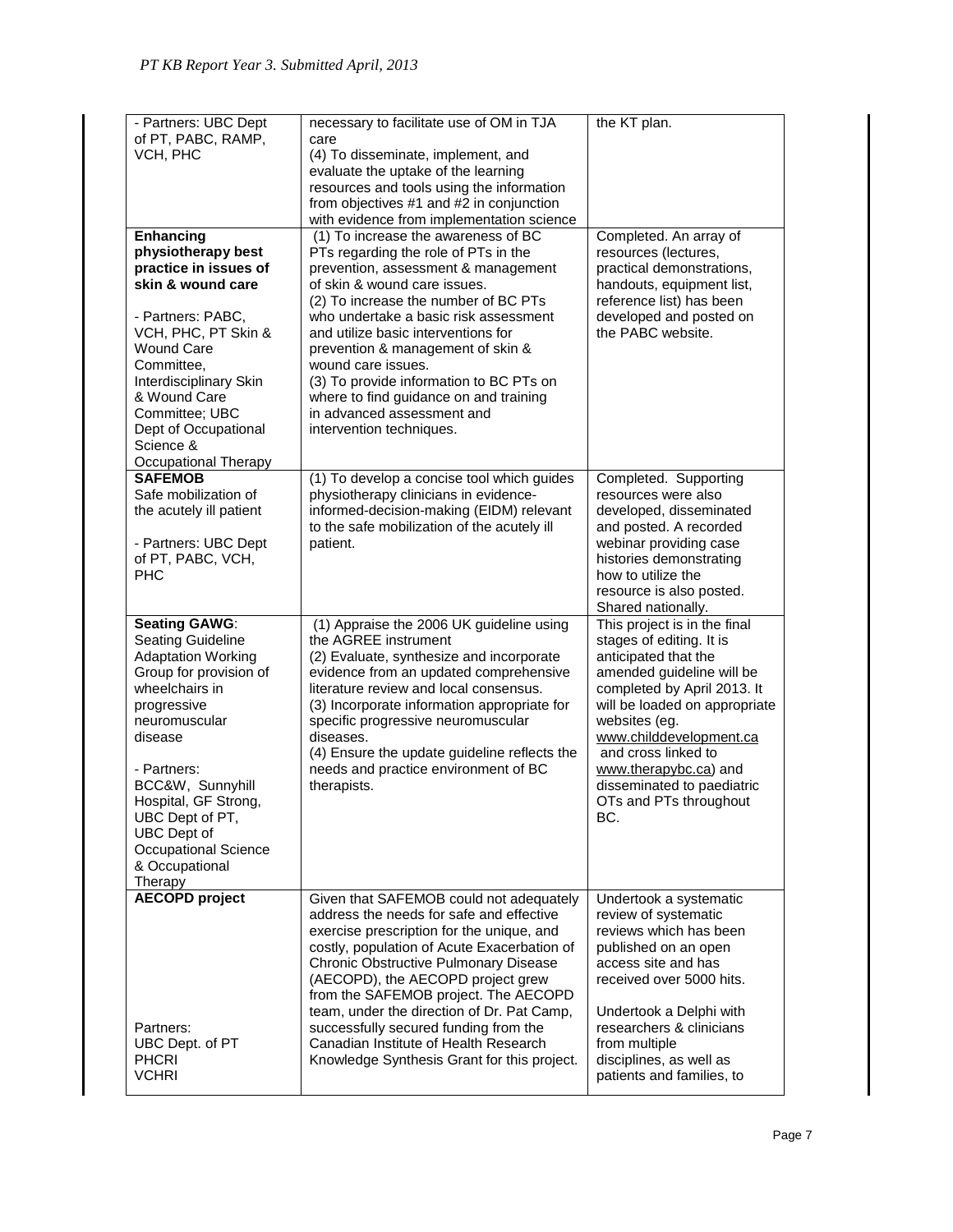| | | |
|---|---|---|
| - Partners: UBC Dept of PT, PABC, RAMP, VCH, PHC | necessary to facilitate use of OM in TJA care<br>(4) To disseminate, implement, and evaluate the uptake of the learning resources and tools using the information from objectives #1 and #2 in conjunction with evidence from implementation science | the KT plan. |
| **Enhancing physiotherapy best practice in issues of skin & wound care**<br><br>- Partners: PABC, VCH, PHC, PT Skin & Wound Care Committee, Interdisciplinary Skin & Wound Care Committee; UBC Dept of Occupational Science & Occupational Therapy | (1) To increase the awareness of BC PTs regarding the role of PTs in the prevention, assessment & management of skin & wound care issues.<br>(2) To increase the number of BC PTs who undertake a basic risk assessment and utilize basic interventions for prevention & management of skin & wound care issues.<br>(3) To provide information to BC PTs on where to find guidance on and training in advanced assessment and intervention techniques. | Completed. An array of resources (lectures, practical demonstrations, handouts, equipment list, reference list) has been developed and posted on the PABC website. |
| **SAFEMOB**<br>Safe mobilization of the acutely ill patient<br><br>- Partners: UBC Dept of PT, PABC, VCH, PHC | (1) To develop a concise tool which guides physiotherapy clinicians in evidence-informed-decision-making (EIDM) relevant to the safe mobilization of the acutely ill patient. | Completed. Supporting resources were also developed, disseminated and posted. A recorded webinar providing case histories demonstrating how to utilize the resource is also posted. Shared nationally. |
| **Seating GAWG**:<br>Seating Guideline Adaptation Working Group for provision of wheelchairs in progressive neuromuscular disease<br><br>- Partners: BCC&W, Sunnyhill Hospital, GF Strong, UBC Dept of PT, UBC Dept of Occupational Science & Occupational Therapy | (1) Appraise the 2006 UK guideline using the AGREE instrument<br>(2) Evaluate, synthesize and incorporate evidence from an updated comprehensive literature review and local consensus.<br>(3) Incorporate information appropriate for specific progressive neuromuscular diseases.<br>(4) Ensure the update guideline reflects the needs and practice environment of BC therapists. | This project is in the final stages of editing. It is anticipated that the amended guideline will be completed by April 2013. It will be loaded on appropriate websites (eg. www.childdevelopment.ca and cross linked to www.therapybc.ca) and disseminated to paediatric OTs and PTs throughout BC. |
| **AECOPD project**<br><br>Partners:<br>UBC Dept. of PT<br>PHCRI<br>VCHRI | Given that SAFEMOB could not adequately address the needs for safe and effective exercise prescription for the unique, and costly, population of Acute Exacerbation of Chronic Obstructive Pulmonary Disease (AECOPD), the AECOPD project grew from the SAFEMOB project. The AECOPD team, under the direction of Dr. Pat Camp, successfully secured funding from the Canadian Institute of Health Research Knowledge Synthesis Grant for this project. | Undertook a systematic review of systematic reviews which has been published on an open access site and has received over 5000 hits.<br><br>Undertook a Delphi with researchers & clinicians from multiple disciplines, as well as patients and families, to |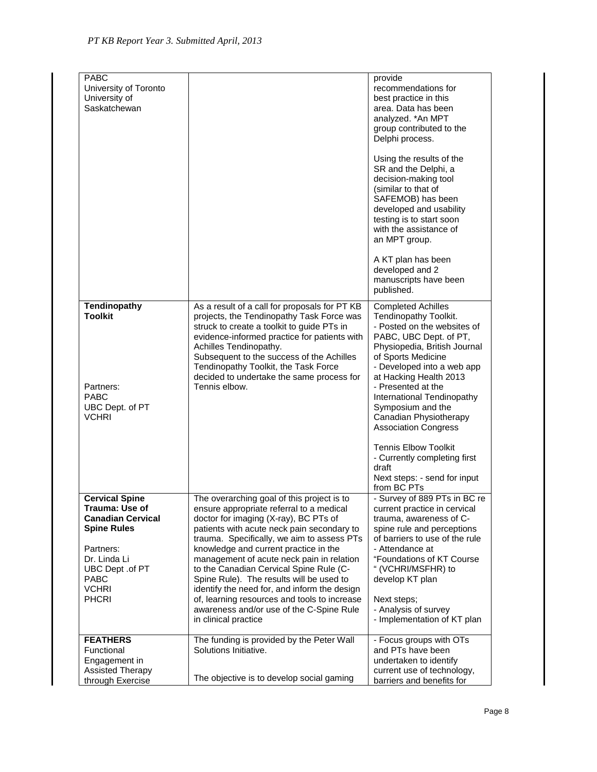| | | |
|---|---|---|
| PABC<br>University of Toronto<br>University of Saskatchewan | | provide recommendations for best practice in this area. Data has been analyzed. *An MPT group contributed to the Delphi process.<br><br>Using the results of the SR and the Delphi, a decision-making tool (similar to that of SAFEMOB) has been developed and usability testing is to start soon with the assistance of an MPT group.<br><br>A KT plan has been developed and 2 manuscripts have been published. |
| **Tendinopathy Toolkit**<br><br>Partners:<br>PABC<br>UBC Dept. of PT<br>VCHRI | As a result of a call for proposals for PT KB projects, the Tendinopathy Task Force was struck to create a toolkit to guide PTs in evidence-informed practice for patients with Achilles Tendinopathy.<br>Subsequent to the success of the Achilles Tendinopathy Toolkit, the Task Force decided to undertake the same process for Tennis elbow. | Completed Achilles Tendinopathy Toolkit.<br>- Posted on the websites of PABC, UBC Dept. of PT, Physiopedia, British Journal of Sports Medicine<br>- Developed into a web app at Hacking Health 2013<br>- Presented at the International Tendinopathy Symposium and the Canadian Physiotherapy Association Congress<br><br>Tennis Elbow Toolkit<br>- Currently completing first draft<br>Next steps: - send for input from BC PTs |
| **Cervical Spine Trauma: Use of Canadian Cervical Spine Rules**<br><br>Partners:<br>Dr. Linda Li<br>UBC Dept .of PT<br>PABC<br>VCHRI<br>PHCRI | The overarching goal of this project is to ensure appropriate referral to a medical doctor for imaging (X-ray), BC PTs of patients with acute neck pain secondary to trauma. Specifically, we aim to assess PTs knowledge and current practice in the management of acute neck pain in relation to the Canadian Cervical Spine Rule (C-Spine Rule). The results will be used to identify the need for, and inform the design of, learning resources and tools to increase awareness and/or use of the C-Spine Rule in clinical practice | - Survey of 889 PTs in BC re current practice in cervical trauma, awareness of C-spine rule and perceptions of barriers to use of the rule<br>- Attendance at "Foundations of KT Course " (VCHRI/MSFHR) to develop KT plan<br><br>Next steps;<br>- Analysis of survey<br>- Implementation of KT plan |
| **FEATHERS**<br>Functional Engagement in Assisted Therapy through Exercise | The funding is provided by the Peter Wall Solutions Initiative.<br><br>The objective is to develop social gaming | - Focus groups with OTs and PTs have been undertaken to identify current use of technology, barriers and benefits for |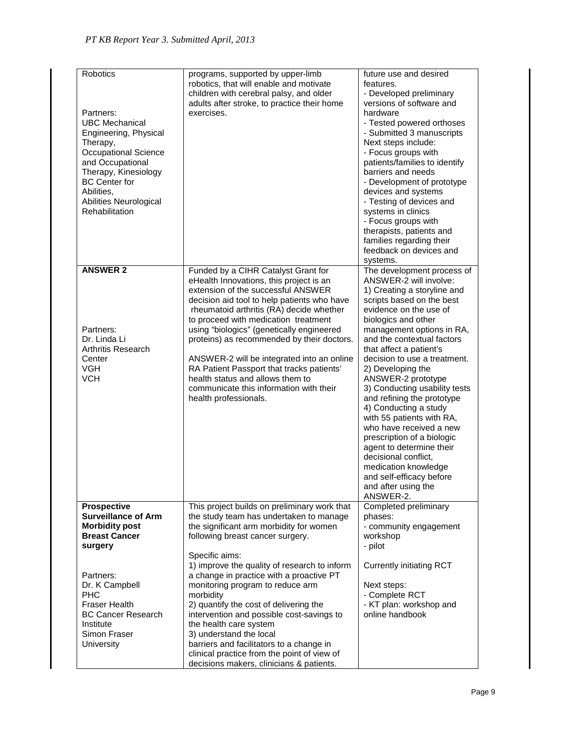| Robotics<br><br>Partners:<br>UBC Mechanical Engineering, Physical Therapy, Occupational Science and Occupational Therapy, Kinesiology<br>BC Center for Abilities,<br>Abilities Neurological Rehabilitation | programs, supported by upper-limb robotics, that will enable and motivate children with cerebral palsy, and older adults after stroke, to practice their home exercises. | future use and desired features.<br>- Developed preliminary versions of software and hardware<br>- Tested powered orthoses<br>- Submitted 3 manuscripts<br>Next steps include:<br>- Focus groups with patients/families to identify barriers and needs<br>- Development of prototype devices and systems<br>- Testing of devices and systems in clinics<br>- Focus groups with therapists, patients and families regarding their feedback on devices and systems. |
|---|---|---|
| **ANSWER 2**<br><br>Partners:<br>Dr. Linda Li<br>Arthritis Research Center<br>VGH<br>VCH | Funded by a CIHR Catalyst Grant for eHealth Innovations, this project is an extension of the successful ANSWER decision aid tool to help patients who have rheumatoid arthritis (RA) decide whether to proceed with medication treatment using "biologics" (genetically engineered proteins) as recommended by their doctors.<br><br>ANSWER-2 will be integrated into an online RA Patient Passport that tracks patients' health status and allows them to communicate this information with their health professionals. | The development process of ANSWER-2 will involve:<br>1) Creating a storyline and scripts based on the best evidence on the use of biologics and other management options in RA, and the contextual factors that affect a patient's decision to use a treatment.<br>2) Developing the ANSWER-2 prototype<br>3) Conducting usability tests and refining the prototype<br>4) Conducting a study with 55 patients with RA, who have received a new prescription of a biologic agent to determine their decisional conflict, medication knowledge and self-efficacy before and after using the ANSWER-2. |
| **Prospective Surveillance of Arm Morbidity post Breast Cancer surgery**<br><br>Partners:<br>Dr. K Campbell<br>PHC<br>Fraser Health<br>BC Cancer Research Institute<br>Simon Fraser University | This project builds on preliminary work that the study team has undertaken to manage the significant arm morbidity for women following breast cancer surgery.<br><br>Specific aims:<br>1) improve the quality of research to inform a change in practice with a proactive PT monitoring program to reduce arm morbidity<br>2) quantify the cost of delivering the intervention and possible cost-savings to the health care system<br>3) understand the local barriers and facilitators to a change in clinical practice from the point of view of decisions makers, clinicians & patients. | Completed preliminary phases:<br>- community engagement workshop<br>- pilot<br><br>Currently initiating RCT<br><br>Next steps:<br>- Complete RCT<br>- KT plan: workshop and online handbook |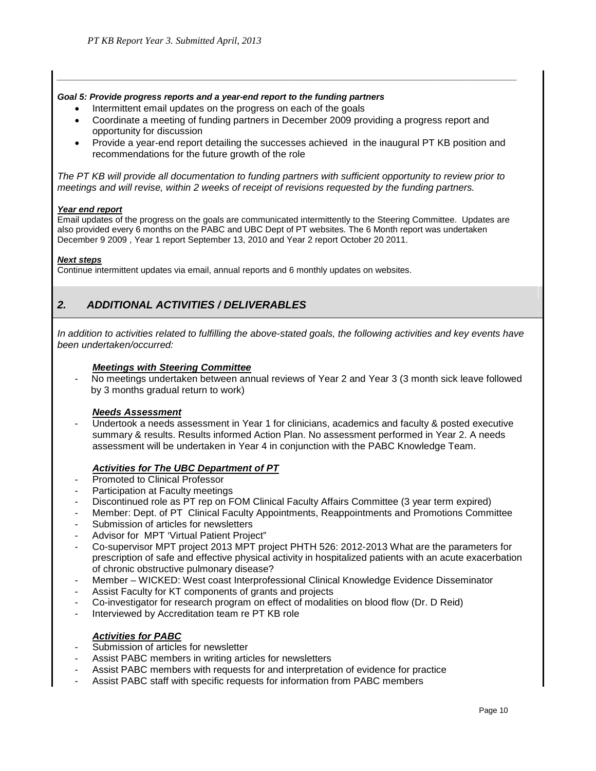**Goal 5: Provide progress reports and a year-end report to the funding partners**

- Intermittent email updates on the progress on each of the goals
- Coordinate a meeting of funding partners in December 2009 providing a progress report and opportunity for discussion
- Provide a year-end report detailing the successes achieved in the inaugural PT KB position and recommendations for the future growth of the role

*The PT KB will provide all documentation to funding partners with sufficient opportunity to review prior to meetings and will revise, within 2 weeks of receipt of revisions requested by the funding partners.*

***Year end report***

Email updates of the progress on the goals are communicated intermittently to the Steering Committee. Updates are also provided every 6 months on the PABC and UBC Dept of PT websites. The 6 Month report was undertaken December 9 2009 , Year 1 report September 13, 2010 and Year 2 report October 20 2011.

***Next steps***

Continue intermittent updates via email, annual reports and 6 monthly updates on websites.

## *2. ADDITIONAL ACTIVITIES / DELIVERABLES*

*In addition to activities related to fulfilling the above-stated goals, the following activities and key events have been undertaken/occurred:*

***Meetings with Steering Committee***

- No meetings undertaken between annual reviews of Year 2 and Year 3 (3 month sick leave followed by 3 months gradual return to work)

***Needs Assessment***

- Undertook a needs assessment in Year 1 for clinicians, academics and faculty & posted executive summary & results. Results informed Action Plan. No assessment performed in Year 2. A needs assessment will be undertaken in Year 4 in conjunction with the PABC Knowledge Team.

***Activities for The UBC Department of PT***

- Promoted to Clinical Professor
- Participation at Faculty meetings
- Discontinued role as PT rep on FOM Clinical Faculty Affairs Committee (3 year term expired)
- Member: Dept. of PT Clinical Faculty Appointments, Reappointments and Promotions Committee
- Submission of articles for newsletters
- Advisor for MPT 'Virtual Patient Project"
- Co-supervisor MPT project 2013 MPT project PHTH 526: 2012-2013 What are the parameters for prescription of safe and effective physical activity in hospitalized patients with an acute exacerbation of chronic obstructive pulmonary disease?
- Member – WICKED: West coast Interprofessional Clinical Knowledge Evidence Disseminator
- Assist Faculty for KT components of grants and projects
- Co-investigator for research program on effect of modalities on blood flow (Dr. D Reid)
- Interviewed by Accreditation team re PT KB role

***Activities for PABC***

- Submission of articles for newsletter
- Assist PABC members in writing articles for newsletters
- Assist PABC members with requests for and interpretation of evidence for practice
- Assist PABC staff with specific requests for information from PABC members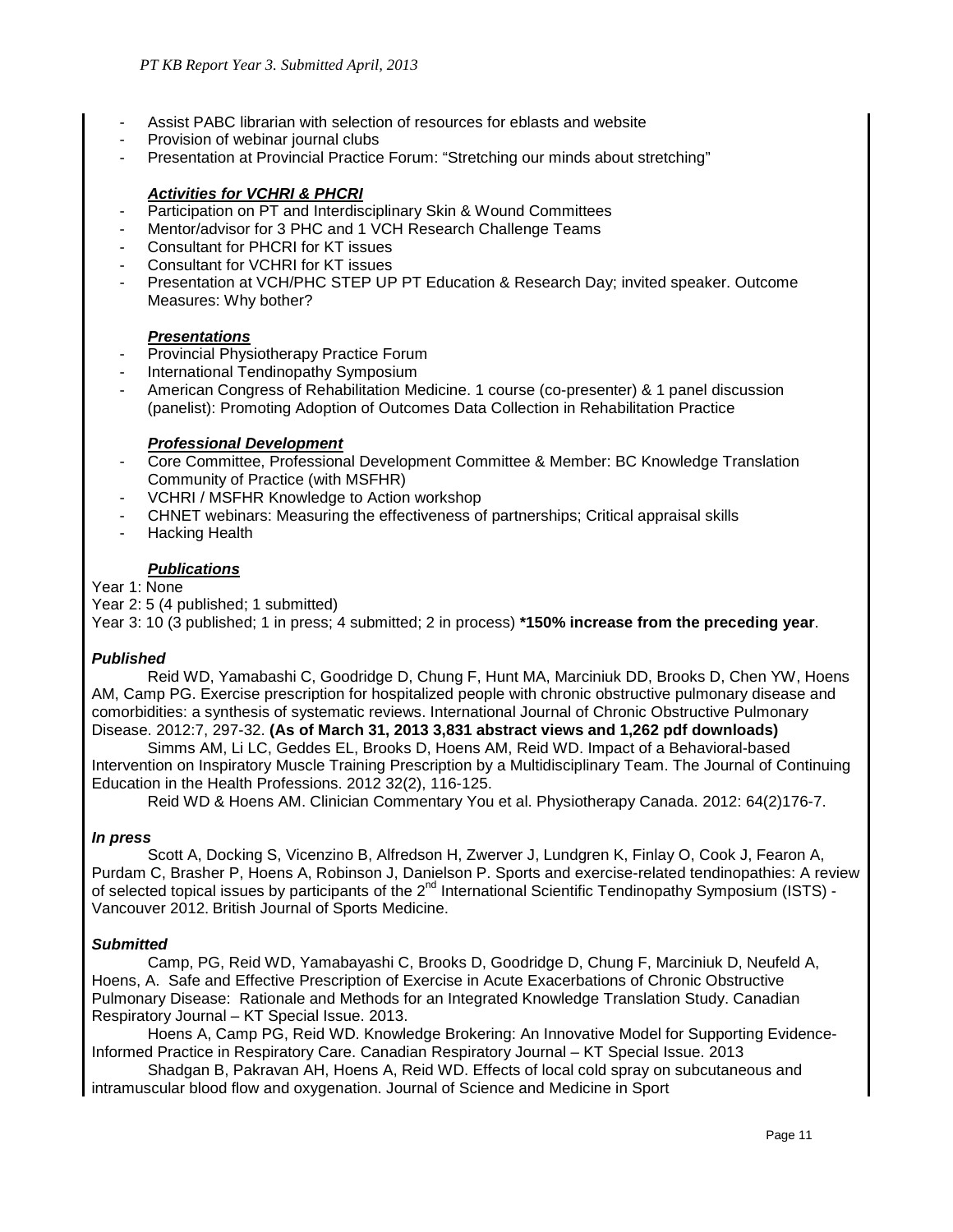- Assist PABC librarian with selection of resources for eblasts and website
- Provision of webinar journal clubs
- Presentation at Provincial Practice Forum: "Stretching our minds about stretching"

#### ***Activities for VCHRI & PHCRI***

- Participation on PT and Interdisciplinary Skin & Wound Committees
- Mentor/advisor for 3 PHC and 1 VCH Research Challenge Teams
- Consultant for PHCRI for KT issues
- Consultant for VCHRI for KT issues
- Presentation at VCH/PHC STEP UP PT Education & Research Day; invited speaker. Outcome Measures: Why bother?

#### ***Presentations***

- Provincial Physiotherapy Practice Forum
- International Tendinopathy Symposium
- American Congress of Rehabilitation Medicine. 1 course (co-presenter) & 1 panel discussion (panelist): Promoting Adoption of Outcomes Data Collection in Rehabilitation Practice

#### ***Professional Development***

- Core Committee, Professional Development Committee & Member: BC Knowledge Translation Community of Practice (with MSFHR)
- VCHRI / MSFHR Knowledge to Action workshop
- CHNET webinars: Measuring the effectiveness of partnerships; Critical appraisal skills
- Hacking Health

#### ***Publications***

Year 1: None
Year 2: 5 (4 published; 1 submitted)
Year 3: 10 (3 published; 1 in press; 4 submitted; 2 in process) **\*150% increase from the preceding year**.

#### ***Published***

Reid WD, Yamabashi C, Goodridge D, Chung F, Hunt MA, Marciniuk DD, Brooks D, Chen YW, Hoens AM, Camp PG. Exercise prescription for hospitalized people with chronic obstructive pulmonary disease and comorbidities: a synthesis of systematic reviews. International Journal of Chronic Obstructive Pulmonary Disease. 2012:7, 297-32. **(As of March 31, 2013 3,831 abstract views and 1,262 pdf downloads)**

Simms AM, Li LC, Geddes EL, Brooks D, Hoens AM, Reid WD. Impact of a Behavioral-based Intervention on Inspiratory Muscle Training Prescription by a Multidisciplinary Team. The Journal of Continuing Education in the Health Professions. 2012 32(2), 116-125.

Reid WD & Hoens AM. Clinician Commentary You et al. Physiotherapy Canada. 2012: 64(2)176-7.

#### ***In press***

Scott A, Docking S, Vicenzino B, Alfredson H, Zwerver J, Lundgren K, Finlay O, Cook J, Fearon A, Purdam C, Brasher P, Hoens A, Robinson J, Danielson P. Sports and exercise-related tendinopathies: A review of selected topical issues by participants of the 2nd International Scientific Tendinopathy Symposium (ISTS) - Vancouver 2012. British Journal of Sports Medicine.

#### ***Submitted***

Camp, PG, Reid WD, Yamabayashi C, Brooks D, Goodridge D, Chung F, Marciniuk D, Neufeld A, Hoens, A. Safe and Effective Prescription of Exercise in Acute Exacerbations of Chronic Obstructive Pulmonary Disease: Rationale and Methods for an Integrated Knowledge Translation Study. Canadian Respiratory Journal – KT Special Issue. 2013.

Hoens A, Camp PG, Reid WD. Knowledge Brokering: An Innovative Model for Supporting Evidence-Informed Practice in Respiratory Care. Canadian Respiratory Journal – KT Special Issue. 2013

Shadgan B, Pakravan AH, Hoens A, Reid WD. Effects of local cold spray on subcutaneous and intramuscular blood flow and oxygenation. Journal of Science and Medicine in Sport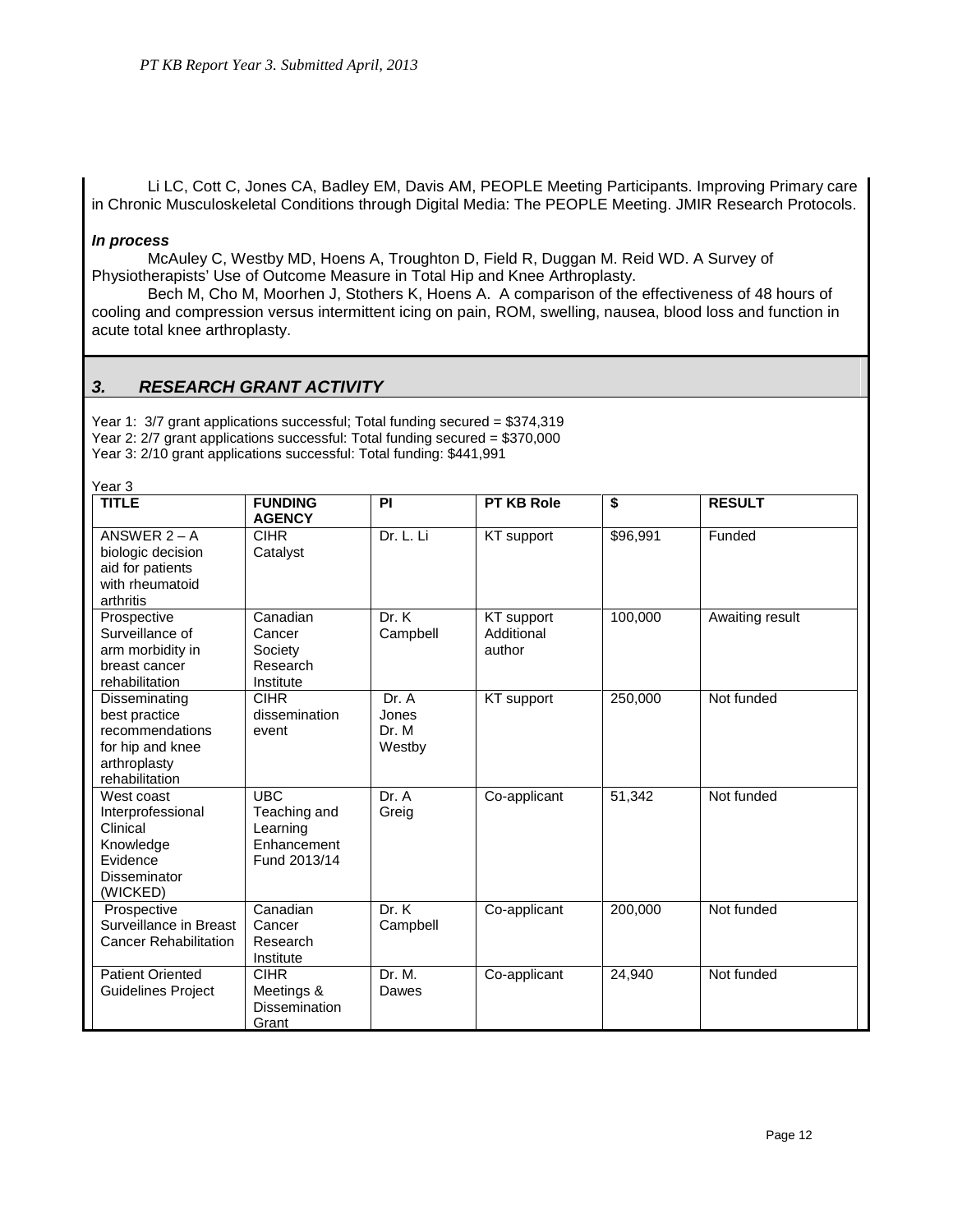Li LC, Cott C, Jones CA, Badley EM, Davis AM, PEOPLE Meeting Participants. Improving Primary care in Chronic Musculoskeletal Conditions through Digital Media: The PEOPLE Meeting. JMIR Research Protocols.

***In process***

McAuley C, Westby MD, Hoens A, Troughton D, Field R, Duggan M. Reid WD. A Survey of Physiotherapists' Use of Outcome Measure in Total Hip and Knee Arthroplasty.

Bech M, Cho M, Moorhen J, Stothers K, Hoens A. A comparison of the effectiveness of 48 hours of cooling and compression versus intermittent icing on pain, ROM, swelling, nausea, blood loss and function in acute total knee arthroplasty.

## *3. RESEARCH GRANT ACTIVITY*

Year 1: 3/7 grant applications successful; Total funding secured = $374,319
Year 2: 2/7 grant applications successful: Total funding secured = $370,000
Year 3: 2/10 grant applications successful: Total funding: $441,991

Year 3

| TITLE | FUNDING AGENCY | PI | PT KB Role | $ | RESULT |
|---|---|---|---|---|---|
| ANSWER 2 – A biologic decision aid for patients with rheumatoid arthritis | CIHR Catalyst | Dr. L. Li | KT support | $96,991 | Funded |
| Prospective Surveillance of arm morbidity in breast cancer rehabilitation | Canadian Cancer Society Research Institute | Dr. K Campbell | KT support Additional author | 100,000 | Awaiting result |
| Disseminating best practice recommendations for hip and knee arthroplasty rehabilitation | CIHR dissemination event | Dr. A Jones Dr. M Westby | KT support | 250,000 | Not funded |
| West coast Interprofessional Clinical Knowledge Evidence Disseminator (WICKED) | UBC Teaching and Learning Enhancement Fund 2013/14 | Dr. A Greig | Co-applicant | 51,342 | Not funded |
| Prospective Surveillance in Breast Cancer Rehabilitation | Canadian Cancer Research Institute | Dr. K Campbell | Co-applicant | 200,000 | Not funded |
| Patient Oriented Guidelines Project | CIHR Meetings & Dissemination Grant | Dr. M. Dawes | Co-applicant | 24,940 | Not funded |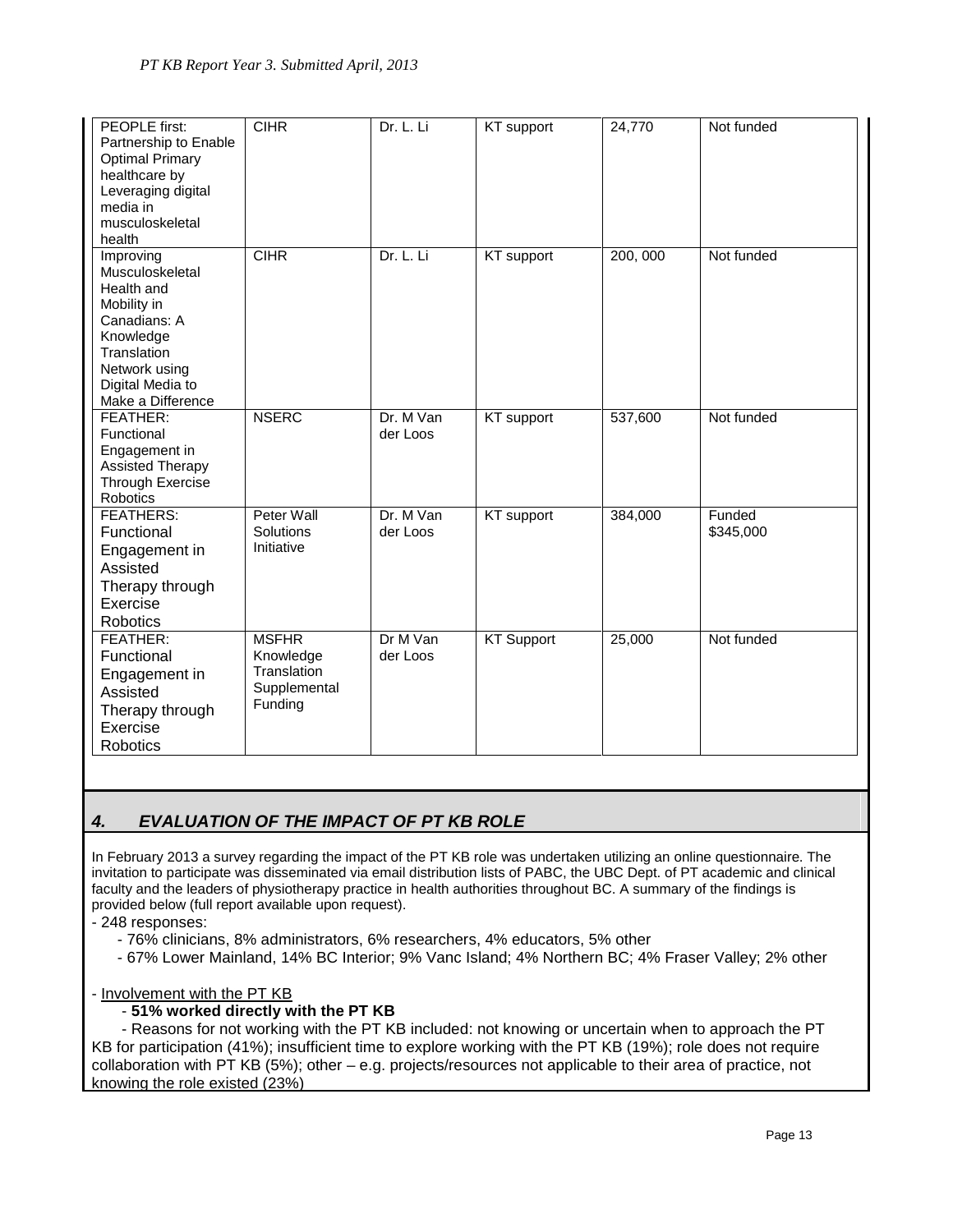| PEOPLE first: Partnership to Enable Optimal Primary healthcare by Leveraging digital media in musculoskeletal health | CIHR | Dr. L. Li | KT support | 24,770 | Not funded |
|---|---|---|---|---|---|
| Improving Musculoskeletal Health and Mobility in Canadians: A Knowledge Translation Network using Digital Media to Make a Difference | CIHR | Dr. L. Li | KT support | 200, 000 | Not funded |
| FEATHER: Functional Engagement in Assisted Therapy Through Exercise Robotics | NSERC | Dr. M Van der Loos | KT support | 537,600 | Not funded |
| FEATHERS: Functional Engagement in Assisted Therapy through Exercise Robotics | Peter Wall Solutions Initiative | Dr. M Van der Loos | KT support | 384,000 | Funded $345,000 |
| FEATHER: Functional Engagement in Assisted Therapy through Exercise Robotics | MSFHR Knowledge Translation Supplemental Funding | Dr M Van der Loos | KT Support | 25,000 | Not funded |

## 4. EVALUATION OF THE IMPACT OF PT KB ROLE

In February 2013 a survey regarding the impact of the PT KB role was undertaken utilizing an online questionnaire. The invitation to participate was disseminated via email distribution lists of PABC, the UBC Dept. of PT academic and clinical faculty and the leaders of physiotherapy practice in health authorities throughout BC. A summary of the findings is provided below (full report available upon request).

- 248 responses:
  - 76% clinicians, 8% administrators, 6% researchers, 4% educators, 5% other
  - 67% Lower Mainland, 14% BC Interior; 9% Vanc Island; 4% Northern BC; 4% Fraser Valley; 2% other

- Involvement with the PT KB
  - **51% worked directly with the PT KB**
  - Reasons for not working with the PT KB included: not knowing or uncertain when to approach the PT KB for participation (41%); insufficient time to explore working with the PT KB (19%); role does not require collaboration with PT KB (5%); other – e.g. projects/resources not applicable to their area of practice, not knowing the role existed (23%)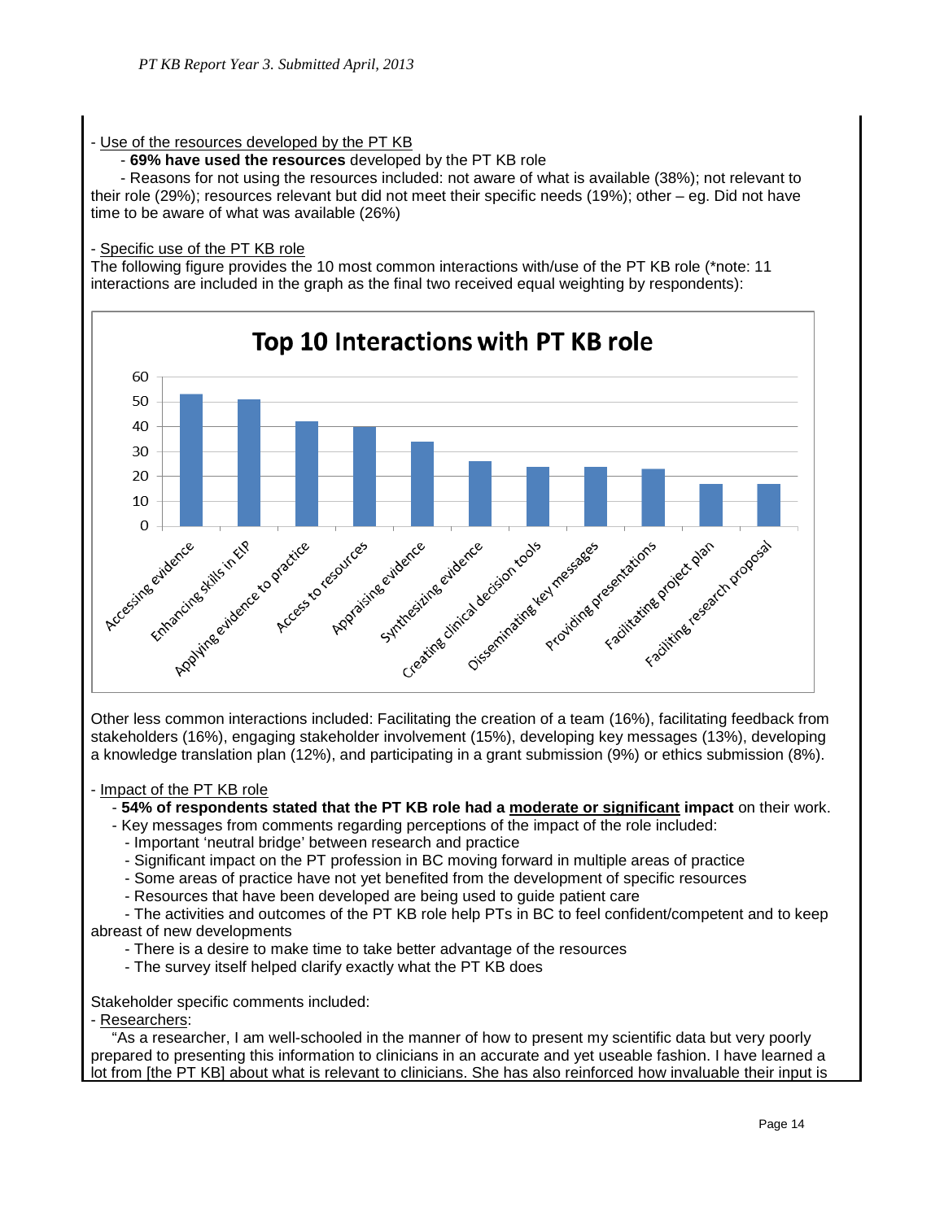- Use of the resources developed by the PT KB

  - **69% have used the resources** developed by the PT KB role

  - Reasons for not using the resources included: not aware of what is available (38%); not relevant to their role (29%); resources relevant but did not meet their specific needs (19%); other – eg. Did not have time to be aware of what was available (26%)

- Specific use of the PT KB role

The following figure provides the 10 most common interactions with/use of the PT KB role (*note: 11 interactions are included in the graph as the final two received equal weighting by respondents):

**Top 10 Interactions with PT KB role**

| Interaction | Count |
|---|---|
| Accessing evidence | 53 |
| Enhancing skills in EIP | 51 |
| Applying evidence to practice | 42 |
| Access to resources | 40 |
| Appraising evidence | 34 |
| Synthesizing evidence | 26 |
| Creating clinical decision tools | 24 |
| Disseminating key messages | 24 |
| Providing presentations | 23 |
| Facilitating project plan | 17 |
| Faciliting research proposal | 17 |

Other less common interactions included: Facilitating the creation of a team (16%), facilitating feedback from stakeholders (16%), engaging stakeholder involvement (15%), developing key messages (13%), developing a knowledge translation plan (12%), and participating in a grant submission (9%) or ethics submission (8%).

- Impact of the PT KB role

  - **54% of respondents stated that the PT KB role had a <u>moderate or significant</u> impact** on their work.
  - Key messages from comments regarding perceptions of the impact of the role included:
    - Important 'neutral bridge' between research and practice
    - Significant impact on the PT profession in BC moving forward in multiple areas of practice
    - Some areas of practice have not yet benefited from the development of specific resources
    - Resources that have been developed are being used to guide patient care
    - The activities and outcomes of the PT KB role help PTs in BC to feel confident/competent and to keep abreast of new developments
    - There is a desire to make time to take better advantage of the resources
    - The survey itself helped clarify exactly what the PT KB does

Stakeholder specific comments included:

- Researchers:

  "As a researcher, I am well-schooled in the manner of how to present my scientific data but very poorly prepared to presenting this information to clinicians in an accurate and yet useable fashion. I have learned a lot from [the PT KB] about what is relevant to clinicians. She has also reinforced how invaluable their input is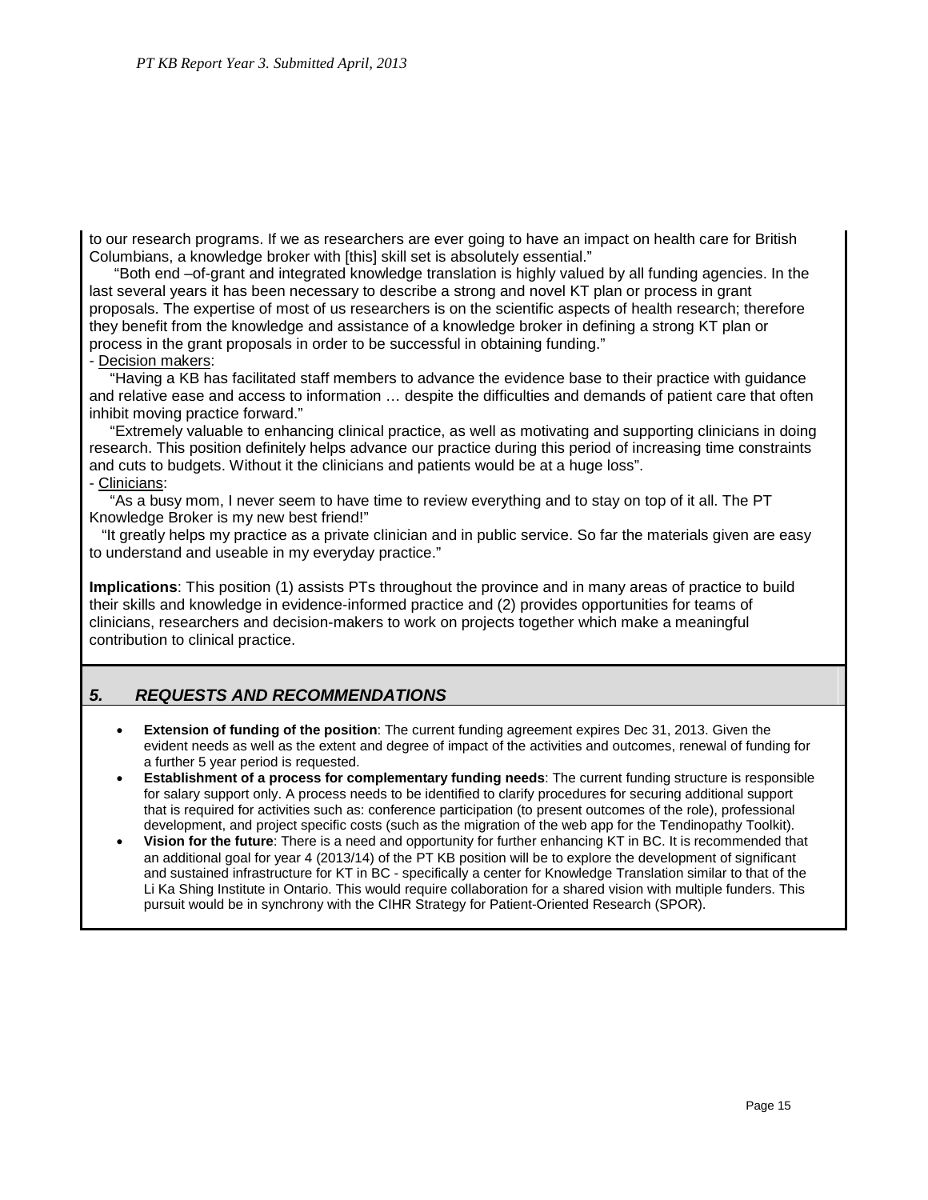to our research programs. If we as researchers are ever going to have an impact on health care for British Columbians, a knowledge broker with [this] skill set is absolutely essential."

"Both end –of-grant and integrated knowledge translation is highly valued by all funding agencies. In the last several years it has been necessary to describe a strong and novel KT plan or process in grant proposals. The expertise of most of us researchers is on the scientific aspects of health research; therefore they benefit from the knowledge and assistance of a knowledge broker in defining a strong KT plan or process in the grant proposals in order to be successful in obtaining funding."

- Decision makers:

"Having a KB has facilitated staff members to advance the evidence base to their practice with guidance and relative ease and access to information … despite the difficulties and demands of patient care that often inhibit moving practice forward."

"Extremely valuable to enhancing clinical practice, as well as motivating and supporting clinicians in doing research. This position definitely helps advance our practice during this period of increasing time constraints and cuts to budgets. Without it the clinicians and patients would be at a huge loss".

- Clinicians:

"As a busy mom, I never seem to have time to review everything and to stay on top of it all. The PT Knowledge Broker is my new best friend!"

"It greatly helps my practice as a private clinician and in public service. So far the materials given are easy to understand and useable in my everyday practice."

**Implications**: This position (1) assists PTs throughout the province and in many areas of practice to build their skills and knowledge in evidence-informed practice and (2) provides opportunities for teams of clinicians, researchers and decision-makers to work on projects together which make a meaningful contribution to clinical practice.

## *5. REQUESTS AND RECOMMENDATIONS*

- **Extension of funding of the position**: The current funding agreement expires Dec 31, 2013. Given the evident needs as well as the extent and degree of impact of the activities and outcomes, renewal of funding for a further 5 year period is requested.
- **Establishment of a process for complementary funding needs**: The current funding structure is responsible for salary support only. A process needs to be identified to clarify procedures for securing additional support that is required for activities such as: conference participation (to present outcomes of the role), professional development, and project specific costs (such as the migration of the web app for the Tendinopathy Toolkit).
- **Vision for the future**: There is a need and opportunity for further enhancing KT in BC. It is recommended that an additional goal for year 4 (2013/14) of the PT KB position will be to explore the development of significant and sustained infrastructure for KT in BC - specifically a center for Knowledge Translation similar to that of the Li Ka Shing Institute in Ontario. This would require collaboration for a shared vision with multiple funders. This pursuit would be in synchrony with the CIHR Strategy for Patient-Oriented Research (SPOR).